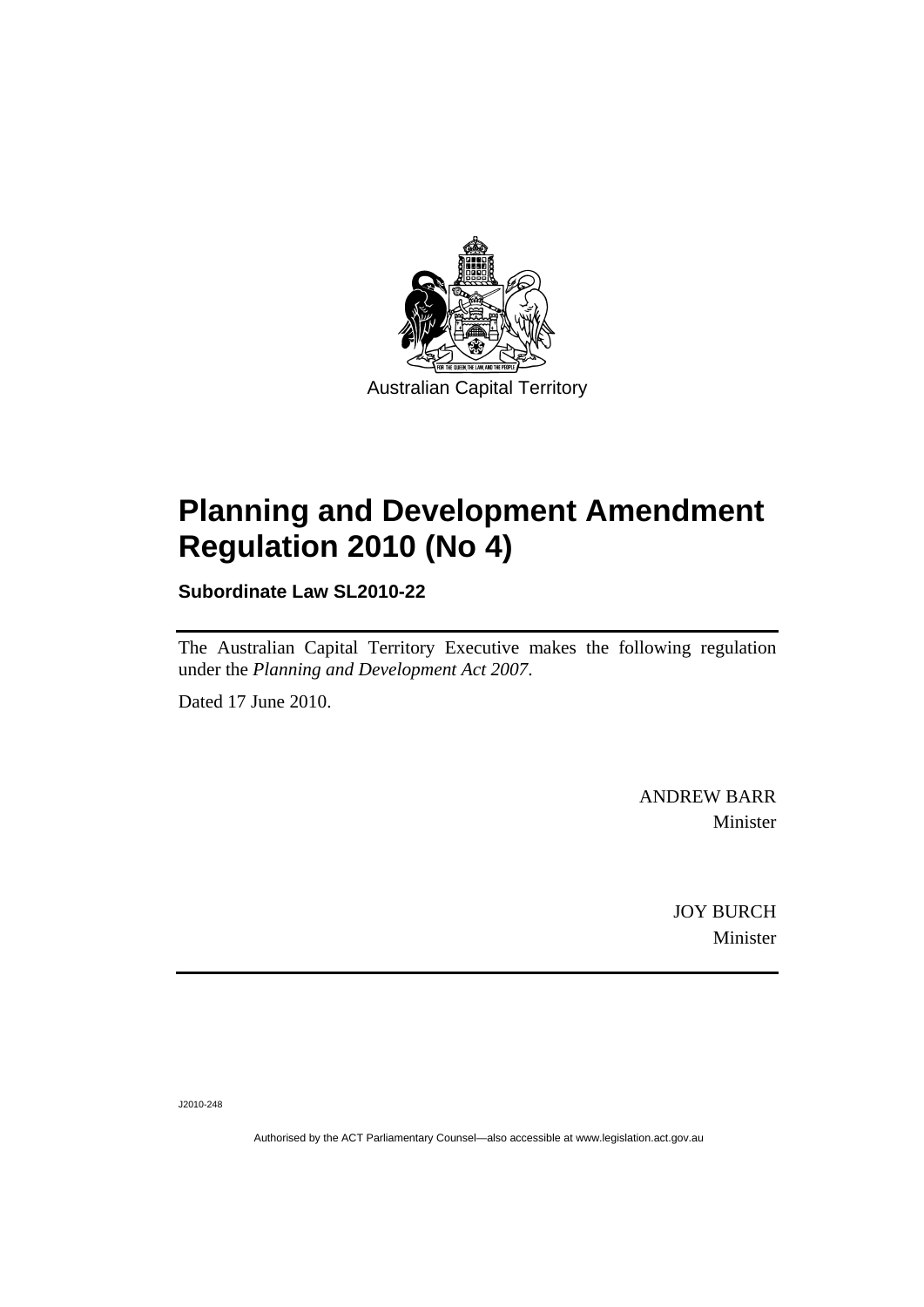Australian Capital Territory

# Planning and Development Amendment Regulation 2010 (No 4)

**Subordinate Law SL2010-22**

The Australian Capital Territory Executive makes the following regulation under the *Planning and Development Act 2007*.

Dated 17 June 2010.

ANDREW BARR
Minister

JOY BURCH
Minister

J2010-248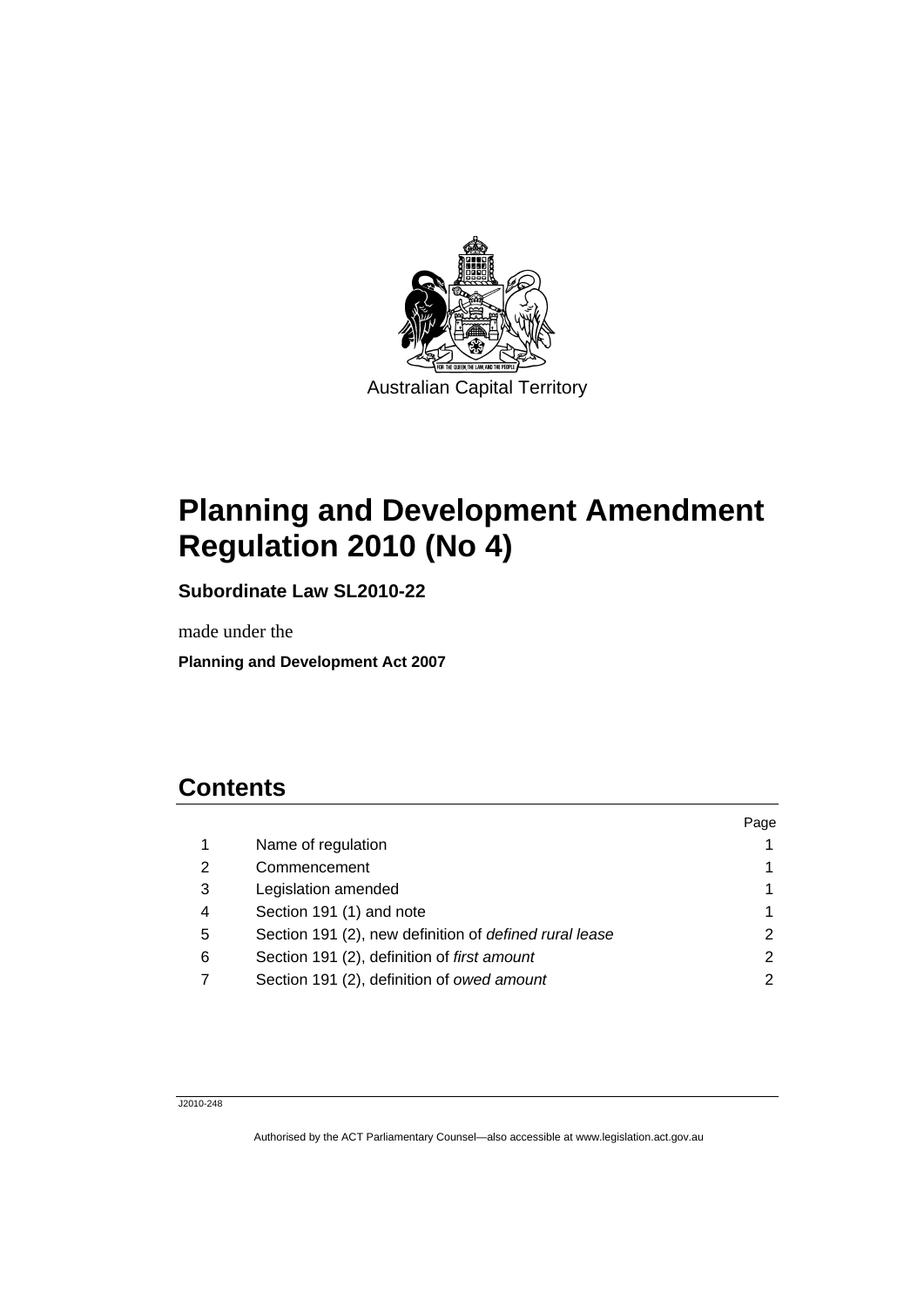Australian Capital Territory

# Planning and Development Amendment Regulation 2010 (No 4)

**Subordinate Law SL2010-22**

made under the

**Planning and Development Act 2007**

## Contents

| | | Page |
|---|---|---|
| 1 | Name of regulation | 1 |
| 2 | Commencement | 1 |
| 3 | Legislation amended | 1 |
| 4 | Section 191 (1) and note | 1 |
| 5 | Section 191 (2), new definition of *defined rural lease* | 2 |
| 6 | Section 191 (2), definition of *first amount* | 2 |
| 7 | Section 191 (2), definition of *owed amount* | 2 |

J2010-248

Authorised by the ACT Parliamentary Counsel—also accessible at www.legislation.act.gov.au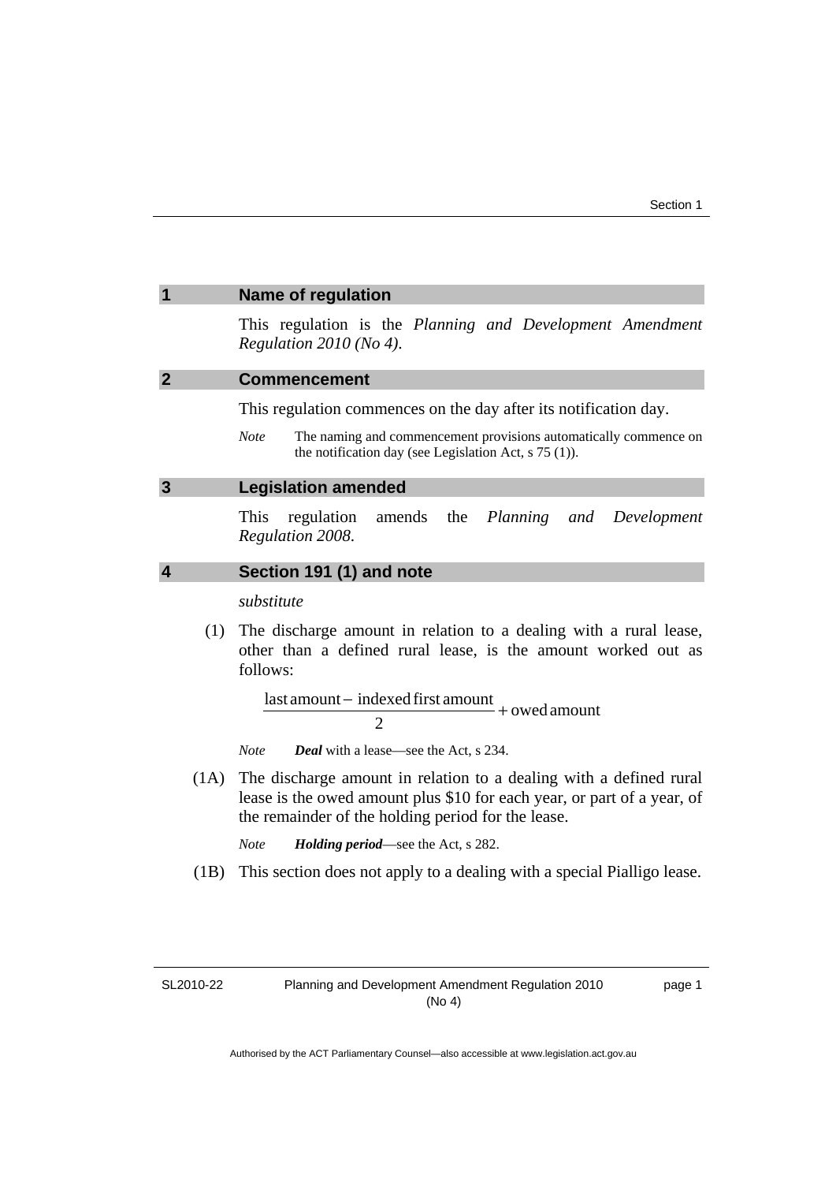## 1 Name of regulation

This regulation is the *Planning and Development Amendment Regulation 2010 (No 4)*.

## 2 Commencement

This regulation commences on the day after its notification day.

*Note* The naming and commencement provisions automatically commence on the notification day (see Legislation Act, s 75 (1)).

## 3 Legislation amended

This regulation amends the *Planning and Development Regulation 2008*.

## 4 Section 191 (1) and note

*substitute*

(1) The discharge amount in relation to a dealing with a rural lease, other than a defined rural lease, is the amount worked out as follows:

$$\frac{\text{last amount} - \text{indexed first amount}}{2} + \text{owed amount}$$

*Note* ***Deal*** with a lease—see the Act, s 234.

(1A) The discharge amount in relation to a dealing with a defined rural lease is the owed amount plus $10 for each year, or part of a year, of the remainder of the holding period for the lease.

*Note* ***Holding period***—see the Act, s 282.

(1B) This section does not apply to a dealing with a special Pialligo lease.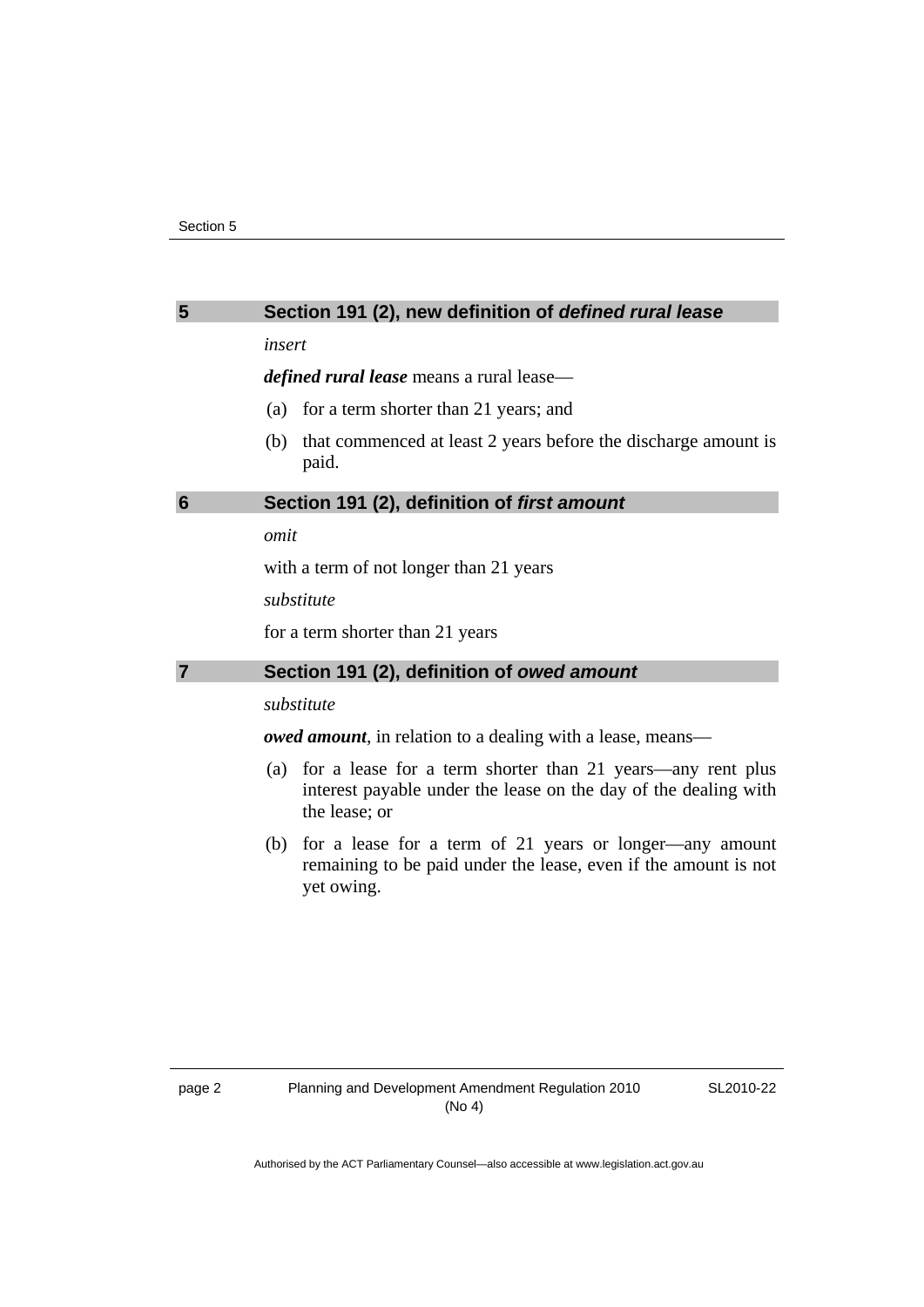## 5 Section 191 (2), new definition of *defined rural lease*

*insert*

***defined rural lease*** means a rural lease—

(a) for a term shorter than 21 years; and

(b) that commenced at least 2 years before the discharge amount is paid.

## 6 Section 191 (2), definition of *first amount*

*omit*

with a term of not longer than 21 years

*substitute*

for a term shorter than 21 years

## 7 Section 191 (2), definition of *owed amount*

*substitute*

***owed amount***, in relation to a dealing with a lease, means—

(a) for a lease for a term shorter than 21 years—any rent plus interest payable under the lease on the day of the dealing with the lease; or

(b) for a lease for a term of 21 years or longer—any amount remaining to be paid under the lease, even if the amount is not yet owing.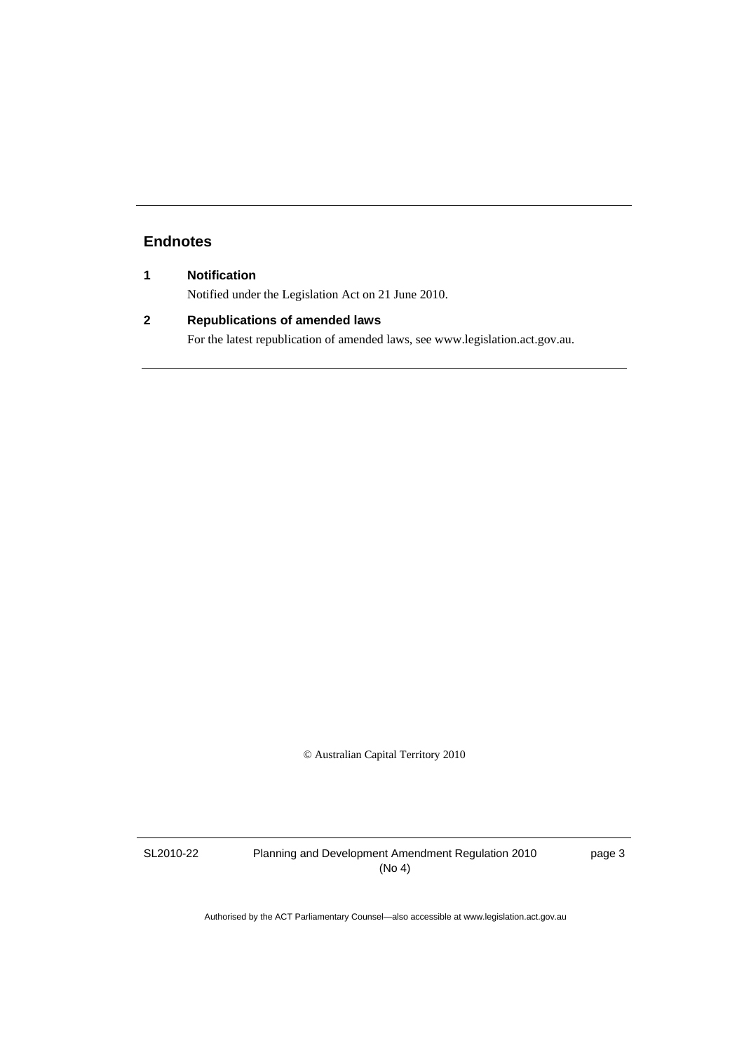## Endnotes

### 1 Notification

Notified under the Legislation Act on 21 June 2010.

### 2 Republications of amended laws

For the latest republication of amended laws, see www.legislation.act.gov.au.

© Australian Capital Territory 2010